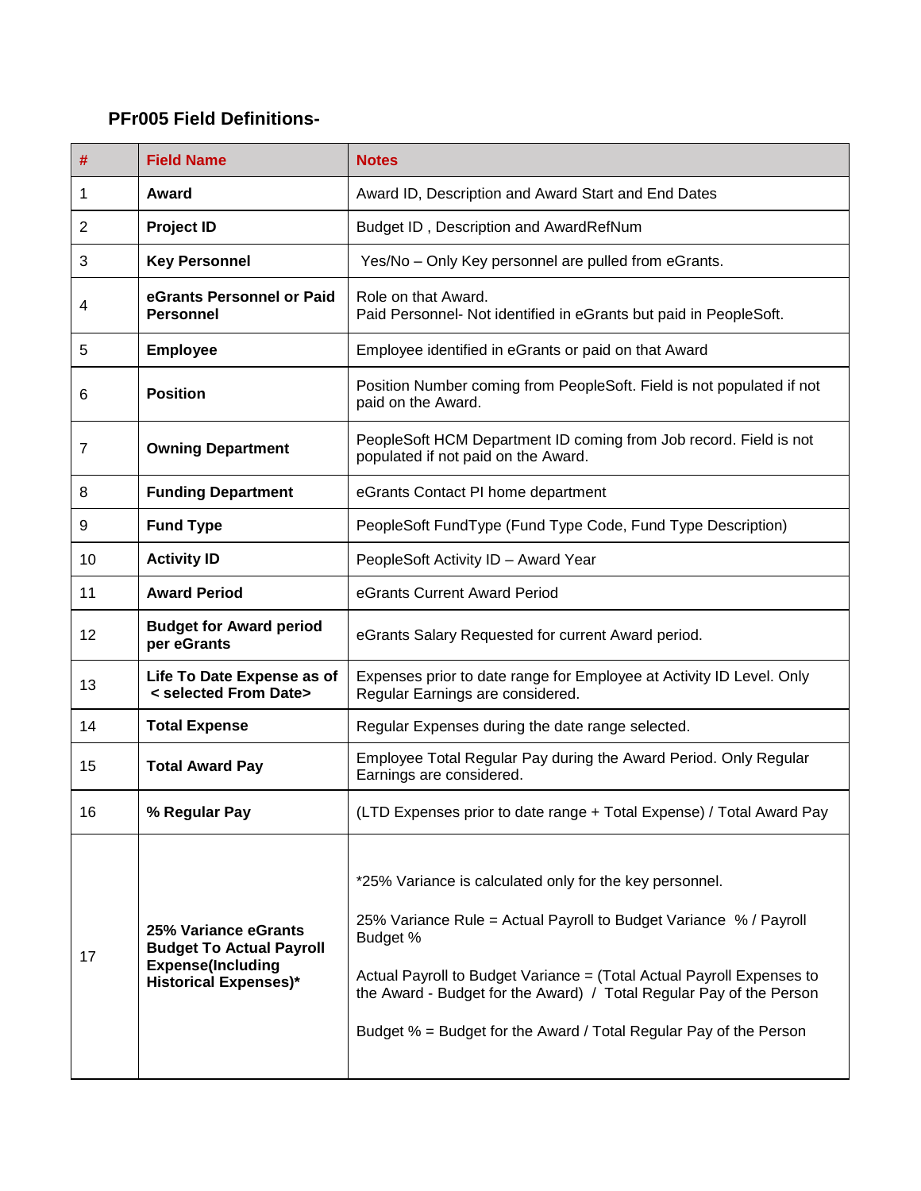### PFr005 Field Definitions-

| # | Field Name | Notes |
|---|---|---|
| 1 | **Award** | Award ID, Description and Award Start and End Dates |
| 2 | **Project ID** | Budget ID , Description and AwardRefNum |
| 3 | **Key Personnel** | Yes/No – Only Key personnel are pulled from eGrants. |
| 4 | **eGrants Personnel or Paid Personnel** | Role on that Award.<br>Paid Personnel- Not identified in eGrants but paid in PeopleSoft. |
| 5 | **Employee** | Employee identified in eGrants or paid on that Award |
| 6 | **Position** | Position Number coming from PeopleSoft. Field is not populated if not paid on the Award. |
| 7 | **Owning Department** | PeopleSoft HCM Department ID coming from Job record. Field is not populated if not paid on the Award. |
| 8 | **Funding Department** | eGrants Contact PI home department |
| 9 | **Fund Type** | PeopleSoft FundType (Fund Type Code, Fund Type Description) |
| 10 | **Activity ID** | PeopleSoft Activity ID – Award Year |
| 11 | **Award Period** | eGrants Current Award Period |
| 12 | **Budget for Award period per eGrants** | eGrants Salary Requested for current Award period. |
| 13 | **Life To Date Expense as of < selected From Date>** | Expenses prior to date range for Employee at Activity ID Level. Only Regular Earnings are considered. |
| 14 | **Total Expense** | Regular Expenses during the date range selected. |
| 15 | **Total Award Pay** | Employee Total Regular Pay during the Award Period. Only Regular Earnings are considered. |
| 16 | **% Regular Pay** | (LTD Expenses prior to date range + Total Expense) / Total Award Pay |
| 17 | **25% Variance eGrants Budget To Actual Payroll Expense(Including Historical Expenses)*** | *25% Variance is calculated only for the key personnel.<br><br>25% Variance Rule = Actual Payroll to Budget Variance % / Payroll Budget %<br><br>Actual Payroll to Budget Variance = (Total Actual Payroll Expenses to the Award - Budget for the Award) / Total Regular Pay of the Person<br><br>Budget % = Budget for the Award / Total Regular Pay of the Person |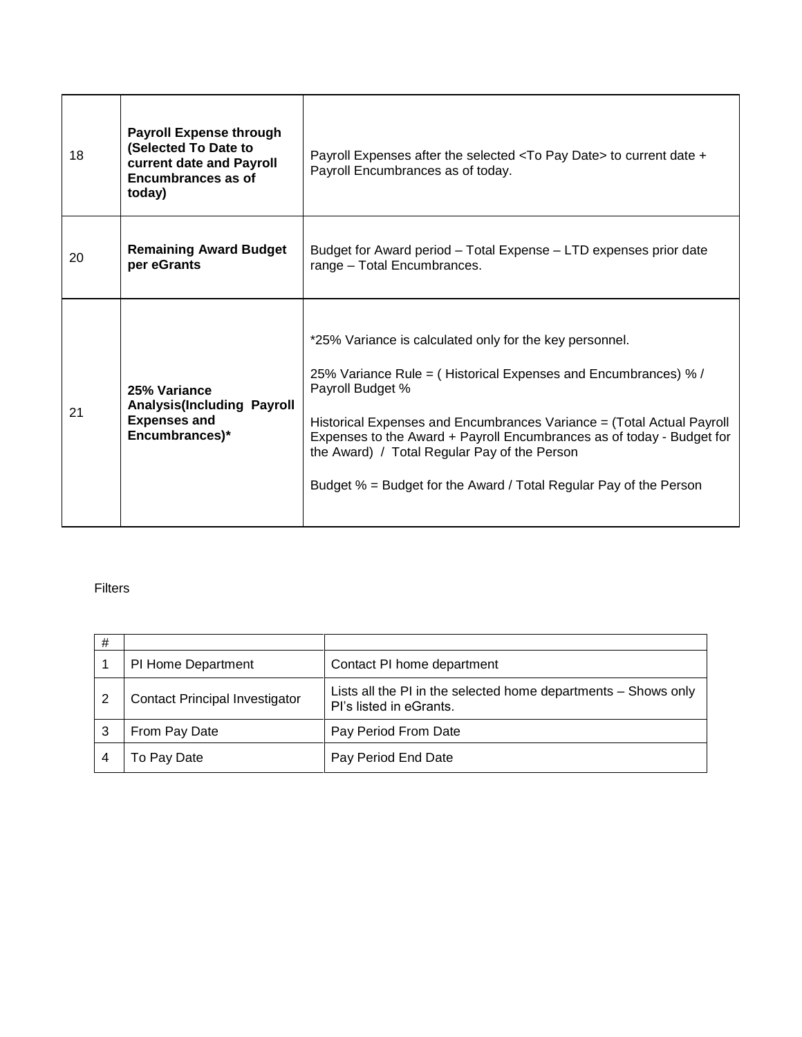| | | |
|---|---|---|
| 18 | **Payroll Expense through (Selected To Date to current date and Payroll Encumbrances as of today)** | Payroll Expenses after the selected <To Pay Date> to current date + Payroll Encumbrances as of today. |
| 20 | **Remaining Award Budget per eGrants** | Budget for Award period – Total Expense – LTD expenses prior date range – Total Encumbrances. |
| 21 | **25% Variance Analysis(Including Payroll Expenses and Encumbrances)*** | *25% Variance is calculated only for the key personnel.<br><br>25% Variance Rule = ( Historical Expenses and Encumbrances) % / Payroll Budget %<br><br>Historical Expenses and Encumbrances Variance = (Total Actual Payroll Expenses to the Award + Payroll Encumbrances as of today - Budget for the Award) / Total Regular Pay of the Person<br><br>Budget % = Budget for the Award / Total Regular Pay of the Person |

Filters

| # | | |
|---|---|---|
| 1 | PI Home Department | Contact PI home department |
| 2 | Contact Principal Investigator | Lists all the PI in the selected home departments – Shows only PI's listed in eGrants. |
| 3 | From Pay Date | Pay Period From Date |
| 4 | To Pay Date | Pay Period End Date |